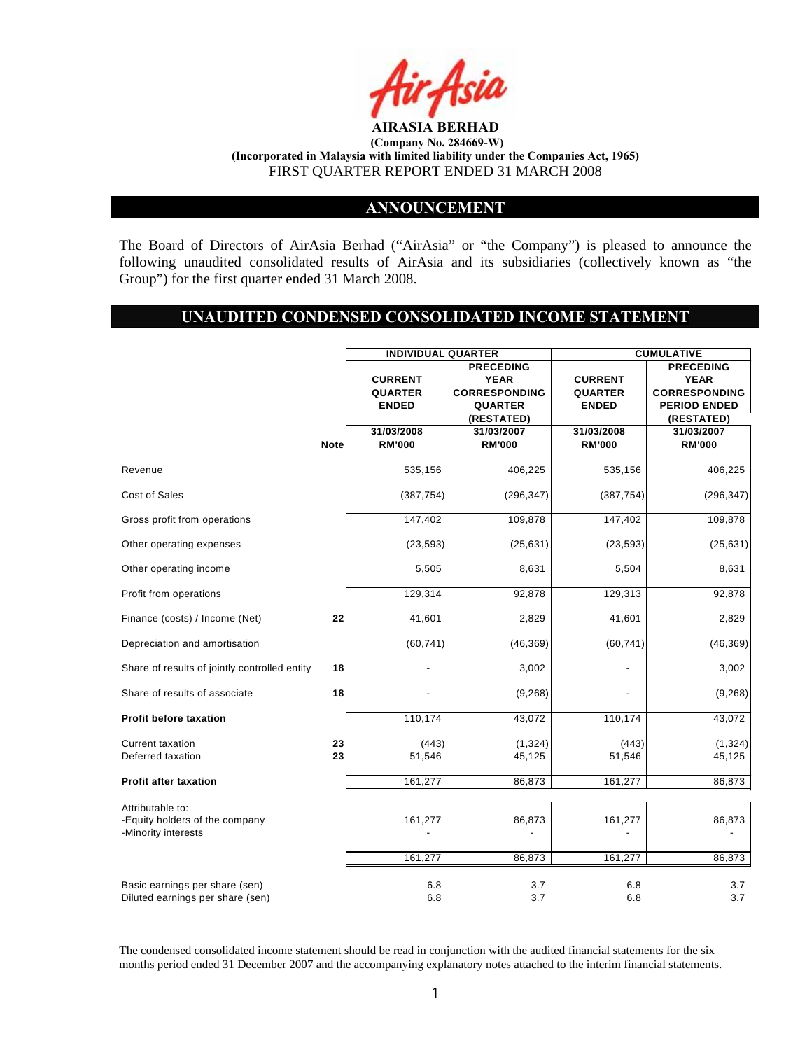**AIRASIA BERHAD**
**(Company No. 284669-W)**
**(Incorporated in Malaysia with limited liability under the Companies Act, 1965)**
FIRST QUARTER REPORT ENDED 31 MARCH 2008

## ANNOUNCEMENT

The Board of Directors of AirAsia Berhad ("AirAsia" or "the Company") is pleased to announce the following unaudited consolidated results of AirAsia and its subsidiaries (collectively known as "the Group") for the first quarter ended 31 March 2008.

## UNAUDITED CONDENSED CONSOLIDATED INCOME STATEMENT

| | | INDIVIDUAL QUARTER | | CUMULATIVE | |
|---|---|---|---|---|---|
| | | CURRENT QUARTER ENDED | PRECEDING YEAR CORRESPONDING QUARTER (RESTATED) | CURRENT QUARTER ENDED | PRECEDING YEAR CORRESPONDING PERIOD ENDED (RESTATED) |
| | Note | 31/03/2008 RM'000 | 31/03/2007 RM'000 | 31/03/2008 RM'000 | 31/03/2007 RM'000 |
| Revenue | | 535,156 | 406,225 | 535,156 | 406,225 |
| Cost of Sales | | (387,754) | (296,347) | (387,754) | (296,347) |
| Gross profit from operations | | 147,402 | 109,878 | 147,402 | 109,878 |
| Other operating expenses | | (23,593) | (25,631) | (23,593) | (25,631) |
| Other operating income | | 5,505 | 8,631 | 5,504 | 8,631 |
| Profit from operations | | 129,314 | 92,878 | 129,313 | 92,878 |
| Finance (costs) / Income (Net) | 22 | 41,601 | 2,829 | 41,601 | 2,829 |
| Depreciation and amortisation | | (60,741) | (46,369) | (60,741) | (46,369) |
| Share of results of jointly controlled entity | 18 | - | 3,002 | - | 3,002 |
| Share of results of associate | 18 | - | (9,268) | - | (9,268) |
| **Profit before taxation** | | 110,174 | 43,072 | 110,174 | 43,072 |
| Current taxation | 23 | (443) | (1,324) | (443) | (1,324) |
| Deferred taxation | 23 | 51,546 | 45,125 | 51,546 | 45,125 |
| **Profit after taxation** | | 161,277 | 86,873 | 161,277 | 86,873 |
| Attributable to: | | | | | |
| -Equity holders of the company | | 161,277 | 86,873 | 161,277 | 86,873 |
| -Minority interests | | - | - | - | - |
| | | 161,277 | 86,873 | 161,277 | 86,873 |
| Basic earnings per share (sen) | | 6.8 | 3.7 | 6.8 | 3.7 |
| Diluted earnings per share (sen) | | 6.8 | 3.7 | 6.8 | 3.7 |

The condensed consolidated income statement should be read in conjunction with the audited financial statements for the six months period ended 31 December 2007 and the accompanying explanatory notes attached to the interim financial statements.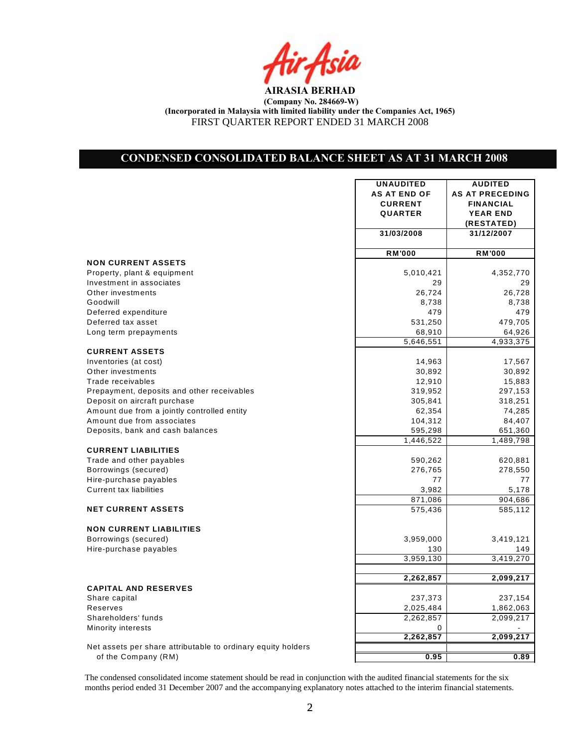**AIRASIA BERHAD**
**(Company No. 284669-W)**
**(Incorporated in Malaysia with limited liability under the Companies Act, 1965)**
FIRST QUARTER REPORT ENDED 31 MARCH 2008

## CONDENSED CONSOLIDATED BALANCE SHEET AS AT 31 MARCH 2008

| | UNAUDITED AS AT END OF CURRENT QUARTER | AUDITED AS AT PRECEDING FINANCIAL YEAR END (RESTATED) |
|---|---|---|
| | 31/03/2008 | 31/12/2007 |
| | RM'000 | RM'000 |
| **NON CURRENT ASSETS** | | |
| Property, plant & equipment | 5,010,421 | 4,352,770 |
| Investment in associates | 29 | 29 |
| Other investments | 26,724 | 26,728 |
| Goodwill | 8,738 | 8,738 |
| Deferred expenditure | 479 | 479 |
| Deferred tax asset | 531,250 | 479,705 |
| Long term prepayments | 68,910 | 64,926 |
| | 5,646,551 | 4,933,375 |
| **CURRENT ASSETS** | | |
| Inventories (at cost) | 14,963 | 17,567 |
| Other investments | 30,892 | 30,892 |
| Trade receivables | 12,910 | 15,883 |
| Prepayment, deposits and other receivables | 319,952 | 297,153 |
| Deposit on aircraft purchase | 305,841 | 318,251 |
| Amount due from a jointly controlled entity | 62,354 | 74,285 |
| Amount due from associates | 104,312 | 84,407 |
| Deposits, bank and cash balances | 595,298 | 651,360 |
| | 1,446,522 | 1,489,798 |
| **CURRENT LIABILITIES** | | |
| Trade and other payables | 590,262 | 620,881 |
| Borrowings (secured) | 276,765 | 278,550 |
| Hire-purchase payables | 77 | 77 |
| Current tax liabilities | 3,982 | 5,178 |
| | 871,086 | 904,686 |
| **NET CURRENT ASSETS** | 575,436 | 585,112 |
| **NON CURRENT LIABILITIES** | | |
| Borrowings (secured) | 3,959,000 | 3,419,121 |
| Hire-purchase payables | 130 | 149 |
| | 3,959,130 | 3,419,270 |
| | **2,262,857** | **2,099,217** |
| **CAPITAL AND RESERVES** | | |
| Share capital | 237,373 | 237,154 |
| Reserves | 2,025,484 | 1,862,063 |
| Shareholders' funds | 2,262,857 | 2,099,217 |
| Minority interests | 0 | - |
| | **2,262,857** | **2,099,217** |
| Net assets per share attributable to ordinary equity holders of the Company (RM) | **0.95** | **0.89** |

The condensed consolidated income statement should be read in conjunction with the audited financial statements for the six months period ended 31 December 2007 and the accompanying explanatory notes attached to the interim financial statements.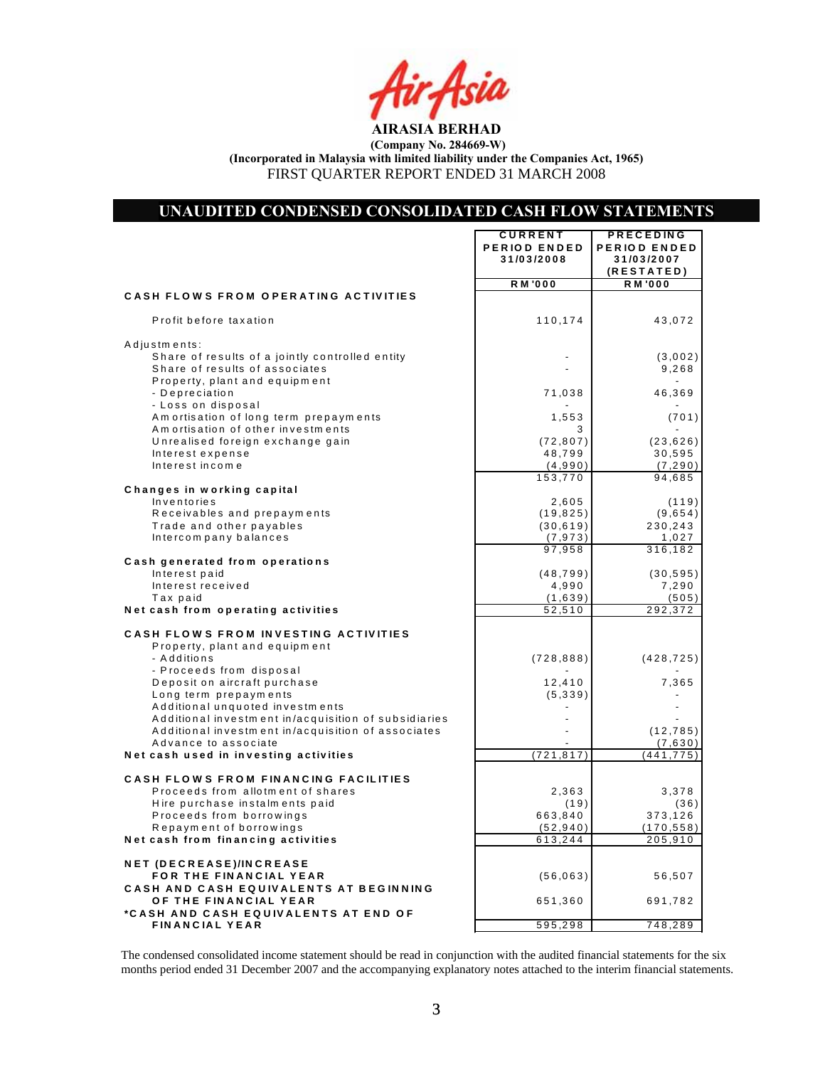**AIRASIA BERHAD**

**(Company No. 284669-W)**

**(Incorporated in Malaysia with limited liability under the Companies Act, 1965)**

FIRST QUARTER REPORT ENDED 31 MARCH 2008

## UNAUDITED CONDENSED CONSOLIDATED CASH FLOW STATEMENTS

| | CURRENT PERIOD ENDED 31/03/2008 | PRECEDING PERIOD ENDED 31/03/2007 (RESTATED) |
|---|---|---|
| | RM'000 | RM'000 |
| **CASH FLOWS FROM OPERATING ACTIVITIES** | | |
| Profit before taxation | 110,174 | 43,072 |
| Adjustments: | | |
| Share of results of a jointly controlled entity | - | (3,002) |
| Share of results of associates | - | 9,268 |
| Property, plant and equipment | | - |
| - Depreciation | 71,038 | 46,369 |
| - Loss on disposal | - | - |
| Amortisation of long term prepayments | 1,553 | (701) |
| Amortisation of other investments | 3 | - |
| Unrealised foreign exchange gain | (72,807) | (23,626) |
| Interest expense | 48,799 | 30,595 |
| Interest income | (4,990) | (7,290) |
| | 153,770 | 94,685 |
| **Changes in working capital** | | |
| Inventories | 2,605 | (119) |
| Receivables and prepayments | (19,825) | (9,654) |
| Trade and other payables | (30,619) | 230,243 |
| Intercompany balances | (7,973) | 1,027 |
| | 97,958 | 316,182 |
| **Cash generated from operations** | | |
| Interest paid | (48,799) | (30,595) |
| Interest received | 4,990 | 7,290 |
| Tax paid | (1,639) | (505) |
| **Net cash from operating activities** | 52,510 | 292,372 |
| **CASH FLOWS FROM INVESTING ACTIVITIES** | | |
| Property, plant and equipment | | |
| - Additions | (728,888) | (428,725) |
| - Proceeds from disposal | - | - |
| Deposit on aircraft purchase | 12,410 | 7,365 |
| Long term prepayments | (5,339) | - |
| Additional unquoted investments | - | - |
| Additional investment in/acquisition of subsidiaries | - | - |
| Additional investment in/acquisition of associates | - | (12,785) |
| Advance to associate | - | (7,630) |
| **Net cash used in investing activities** | (721,817) | (441,775) |
| **CASH FLOWS FROM FINANCING FACILITIES** | | |
| Proceeds from allotment of shares | 2,363 | 3,378 |
| Hire purchase instalments paid | (19) | (36) |
| Proceeds from borrowings | 663,840 | 373,126 |
| Repayment of borrowings | (52,940) | (170,558) |
| **Net cash from financing activities** | 613,244 | 205,910 |
| **NET (DECREASE)/INCREASE FOR THE FINANCIAL YEAR** | (56,063) | 56,507 |
| **CASH AND CASH EQUIVALENTS AT BEGINNING OF THE FINANCIAL YEAR** | 651,360 | 691,782 |
| ***CASH AND CASH EQUIVALENTS AT END OF FINANCIAL YEAR** | 595,298 | 748,289 |

The condensed consolidated income statement should be read in conjunction with the audited financial statements for the six months period ended 31 December 2007 and the accompanying explanatory notes attached to the interim financial statements.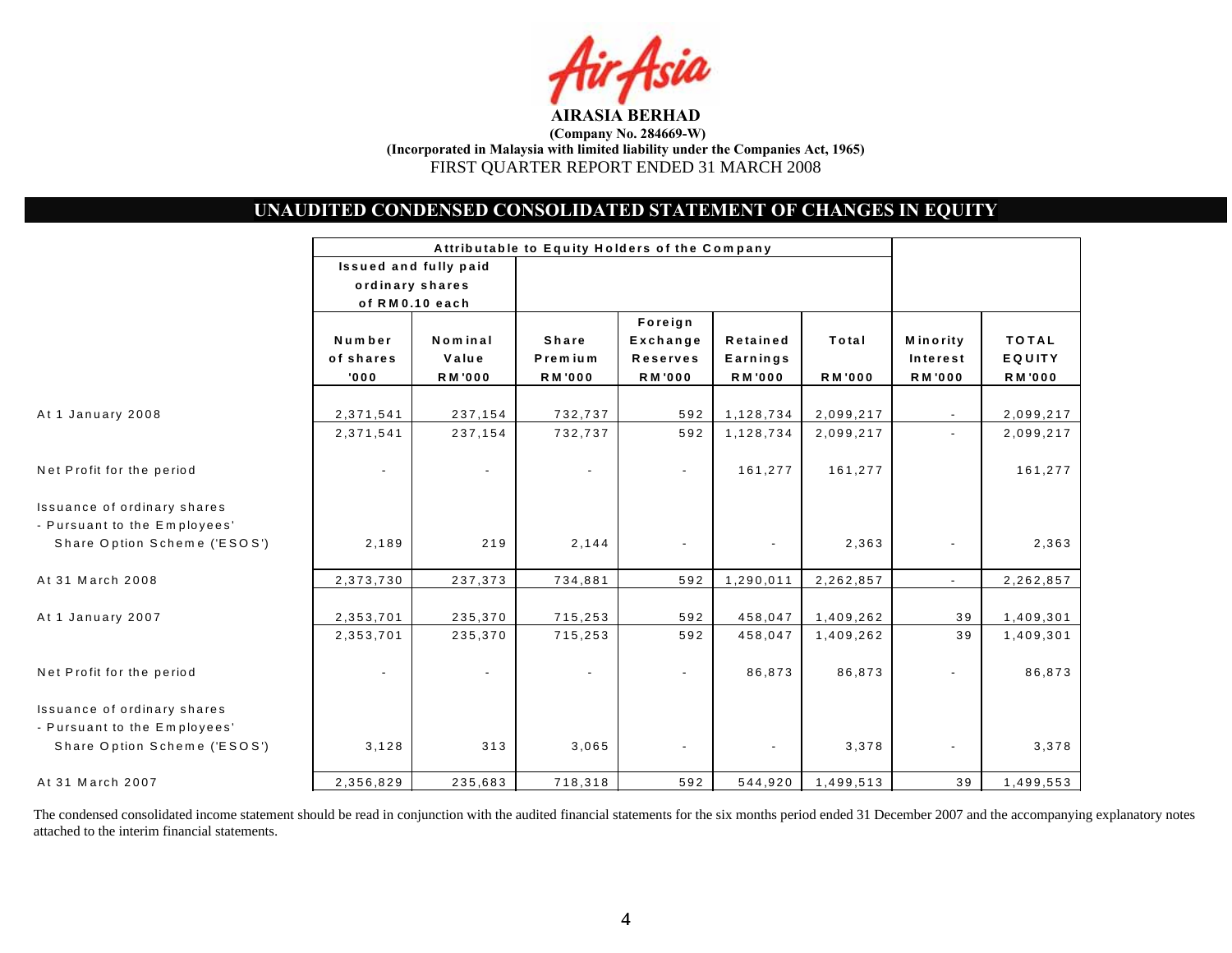**AIRASIA BERHAD**
**(Company No. 284669-W)**
**(Incorporated in Malaysia with limited liability under the Companies Act, 1965)**
FIRST QUARTER REPORT ENDED 31 MARCH 2008

## UNAUDITED CONDENSED CONSOLIDATED STATEMENT OF CHANGES IN EQUITY

| | Attributable to Equity Holders of the Company | | | | | | | |
|---|---|---|---|---|---|---|---|---|
| | Issued and fully paid ordinary shares of RM0.10 each | | | | | | | |
| | Number of shares '000 | Nominal Value RM'000 | Share Premium RM'000 | Foreign Exchange Reserves RM'000 | Retained Earnings RM'000 | Total RM'000 | Minority Interest RM'000 | TOTAL EQUITY RM'000 |
| At 1 January 2008 | 2,371,541 | 237,154 | 732,737 | 592 | 1,128,734 | 2,099,217 | - | 2,099,217 |
| | 2,371,541 | 237,154 | 732,737 | 592 | 1,128,734 | 2,099,217 | - | 2,099,217 |
| Net Profit for the period | - | - | - | - | 161,277 | 161,277 | | 161,277 |
| Issuance of ordinary shares - Pursuant to the Employees' Share Option Scheme ('ESOS') | 2,189 | 219 | 2,144 | - | - | 2,363 | - | 2,363 |
| At 31 March 2008 | 2,373,730 | 237,373 | 734,881 | 592 | 1,290,011 | 2,262,857 | - | 2,262,857 |
| At 1 January 2007 | 2,353,701 | 235,370 | 715,253 | 592 | 458,047 | 1,409,262 | 39 | 1,409,301 |
| | 2,353,701 | 235,370 | 715,253 | 592 | 458,047 | 1,409,262 | 39 | 1,409,301 |
| Net Profit for the period | - | - | - | - | 86,873 | 86,873 | - | 86,873 |
| Issuance of ordinary shares - Pursuant to the Employees' Share Option Scheme ('ESOS') | 3,128 | 313 | 3,065 | - | - | 3,378 | - | 3,378 |
| At 31 March 2007 | 2,356,829 | 235,683 | 718,318 | 592 | 544,920 | 1,499,513 | 39 | 1,499,553 |

The condensed consolidated income statement should be read in conjunction with the audited financial statements for the six months period ended 31 December 2007 and the accompanying explanatory notes attached to the interim financial statements.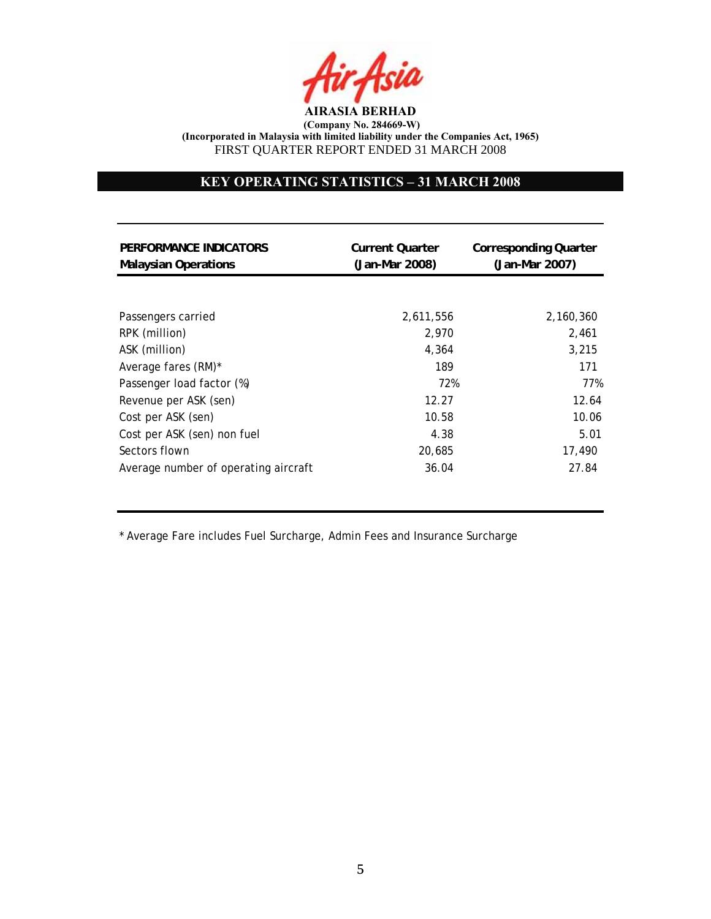**AIRASIA BERHAD**
**(Company No. 284669-W)**
**(Incorporated in Malaysia with limited liability under the Companies Act, 1965)**
FIRST QUARTER REPORT ENDED 31 MARCH 2008

## KEY OPERATING STATISTICS – 31 MARCH 2008

| PERFORMANCE INDICATORS<br>Malaysian Operations | Current Quarter<br>(Jan-Mar 2008) | Corresponding Quarter<br>(Jan-Mar 2007) |
|---|---|---|
| Passengers carried | 2,611,556 | 2,160,360 |
| RPK (million) | 2,970 | 2,461 |
| ASK (million) | 4,364 | 3,215 |
| Average fares (RM)* | 189 | 171 |
| Passenger load factor (%) | 72% | 77% |
| Revenue per ASK (sen) | 12.27 | 12.64 |
| Cost per ASK (sen) | 10.58 | 10.06 |
| Cost per ASK (sen) non fuel | 4.38 | 5.01 |
| Sectors flown | 20,685 | 17,490 |
| Average number of operating aircraft | 36.04 | 27.84 |

* Average Fare includes Fuel Surcharge, Admin Fees and Insurance Surcharge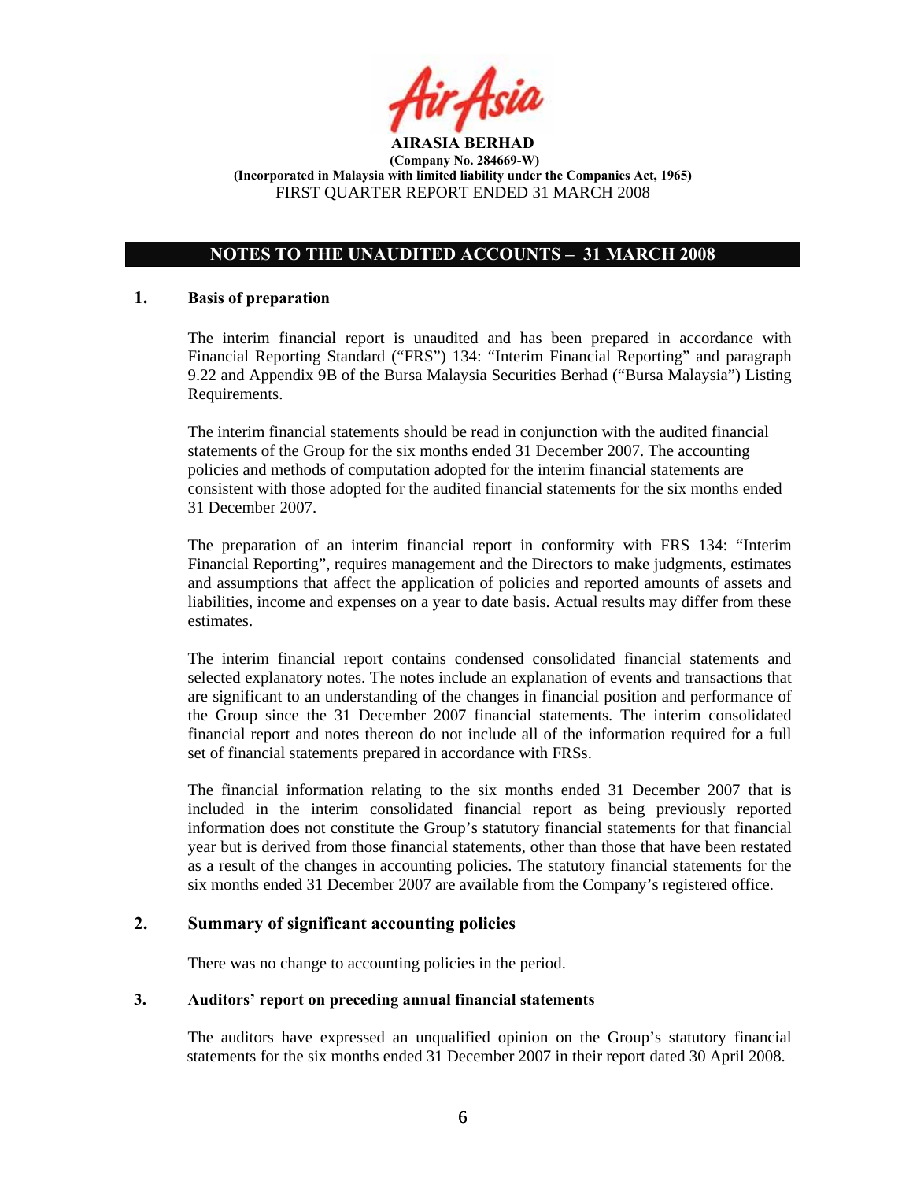**AIRASIA BERHAD**
**(Company No. 284669-W)**
**(Incorporated in Malaysia with limited liability under the Companies Act, 1965)**
FIRST QUARTER REPORT ENDED 31 MARCH 2008

## NOTES TO THE UNAUDITED ACCOUNTS – 31 MARCH 2008

### 1. Basis of preparation

The interim financial report is unaudited and has been prepared in accordance with Financial Reporting Standard ("FRS") 134: "Interim Financial Reporting" and paragraph 9.22 and Appendix 9B of the Bursa Malaysia Securities Berhad ("Bursa Malaysia") Listing Requirements.

The interim financial statements should be read in conjunction with the audited financial statements of the Group for the six months ended 31 December 2007. The accounting policies and methods of computation adopted for the interim financial statements are consistent with those adopted for the audited financial statements for the six months ended 31 December 2007.

The preparation of an interim financial report in conformity with FRS 134: "Interim Financial Reporting", requires management and the Directors to make judgments, estimates and assumptions that affect the application of policies and reported amounts of assets and liabilities, income and expenses on a year to date basis. Actual results may differ from these estimates.

The interim financial report contains condensed consolidated financial statements and selected explanatory notes. The notes include an explanation of events and transactions that are significant to an understanding of the changes in financial position and performance of the Group since the 31 December 2007 financial statements. The interim consolidated financial report and notes thereon do not include all of the information required for a full set of financial statements prepared in accordance with FRSs.

The financial information relating to the six months ended 31 December 2007 that is included in the interim consolidated financial report as being previously reported information does not constitute the Group's statutory financial statements for that financial year but is derived from those financial statements, other than those that have been restated as a result of the changes in accounting policies. The statutory financial statements for the six months ended 31 December 2007 are available from the Company's registered office.

### 2. Summary of significant accounting policies

There was no change to accounting policies in the period.

### 3. Auditors' report on preceding annual financial statements

The auditors have expressed an unqualified opinion on the Group's statutory financial statements for the six months ended 31 December 2007 in their report dated 30 April 2008.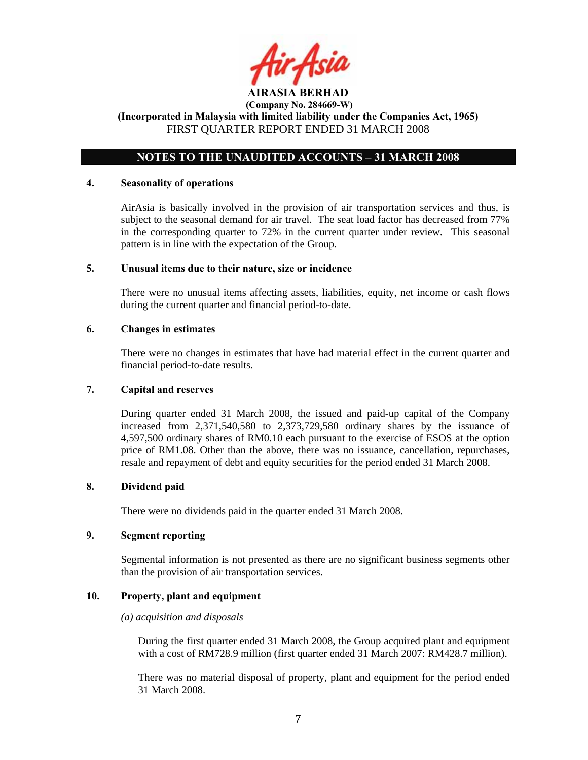**AIRASIA BERHAD**
**(Company No. 284669-W)**
**(Incorporated in Malaysia with limited liability under the Companies Act, 1965)**
FIRST QUARTER REPORT ENDED 31 MARCH 2008

## NOTES TO THE UNAUDITED ACCOUNTS – 31 MARCH 2008

### 4. Seasonality of operations

AirAsia is basically involved in the provision of air transportation services and thus, is subject to the seasonal demand for air travel. The seat load factor has decreased from 77% in the corresponding quarter to 72% in the current quarter under review. This seasonal pattern is in line with the expectation of the Group.

### 5. Unusual items due to their nature, size or incidence

There were no unusual items affecting assets, liabilities, equity, net income or cash flows during the current quarter and financial period-to-date.

### 6. Changes in estimates

There were no changes in estimates that have had material effect in the current quarter and financial period-to-date results.

### 7. Capital and reserves

During quarter ended 31 March 2008, the issued and paid-up capital of the Company increased from 2,371,540,580 to 2,373,729,580 ordinary shares by the issuance of 4,597,500 ordinary shares of RM0.10 each pursuant to the exercise of ESOS at the option price of RM1.08. Other than the above, there was no issuance, cancellation, repurchases, resale and repayment of debt and equity securities for the period ended 31 March 2008.

### 8. Dividend paid

There were no dividends paid in the quarter ended 31 March 2008.

### 9. Segment reporting

Segmental information is not presented as there are no significant business segments other than the provision of air transportation services.

### 10. Property, plant and equipment

*(a) acquisition and disposals*

During the first quarter ended 31 March 2008, the Group acquired plant and equipment with a cost of RM728.9 million (first quarter ended 31 March 2007: RM428.7 million).

There was no material disposal of property, plant and equipment for the period ended 31 March 2008.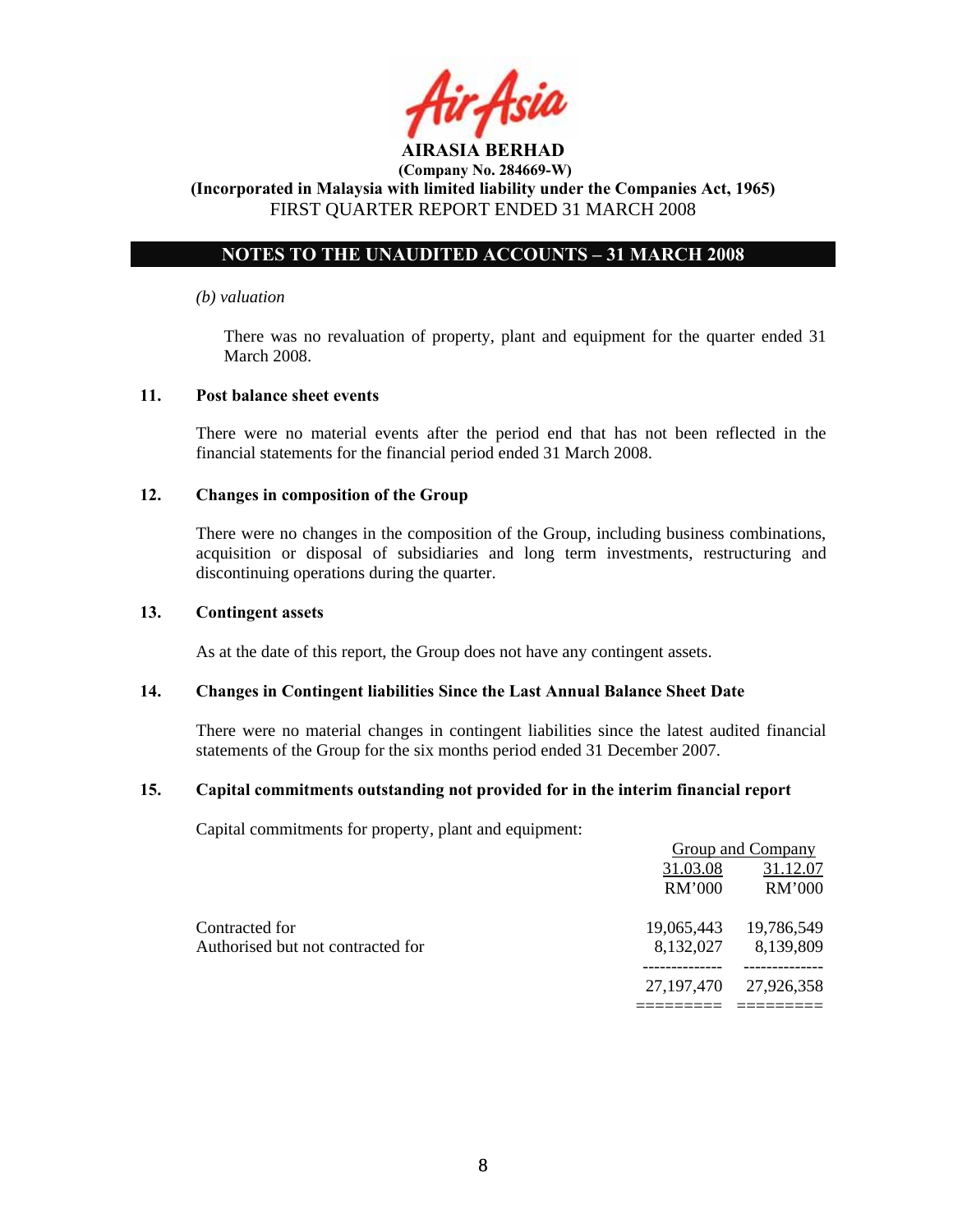**AIRASIA BERHAD**

**(Company No. 284669-W)**

**(Incorporated in Malaysia with limited liability under the Companies Act, 1965)**

FIRST QUARTER REPORT ENDED 31 MARCH 2008

## NOTES TO THE UNAUDITED ACCOUNTS – 31 MARCH 2008

*(b) valuation*

There was no revaluation of property, plant and equipment for the quarter ended 31 March 2008.

### 11. Post balance sheet events

There were no material events after the period end that has not been reflected in the financial statements for the financial period ended 31 March 2008.

### 12. Changes in composition of the Group

There were no changes in the composition of the Group, including business combinations, acquisition or disposal of subsidiaries and long term investments, restructuring and discontinuing operations during the quarter.

### 13. Contingent assets

As at the date of this report, the Group does not have any contingent assets.

### 14. Changes in Contingent liabilities Since the Last Annual Balance Sheet Date

There were no material changes in contingent liabilities since the latest audited financial statements of the Group for the six months period ended 31 December 2007.

### 15. Capital commitments outstanding not provided for in the interim financial report

Capital commitments for property, plant and equipment:

| | Group and Company | |
|---|---|---|
| | 31.03.08 | 31.12.07 |
| | RM'000 | RM'000 |
| Contracted for | 19,065,443 | 19,786,549 |
| Authorised but not contracted for | 8,132,027 | 8,139,809 |
| | 27,197,470 | 27,926,358 |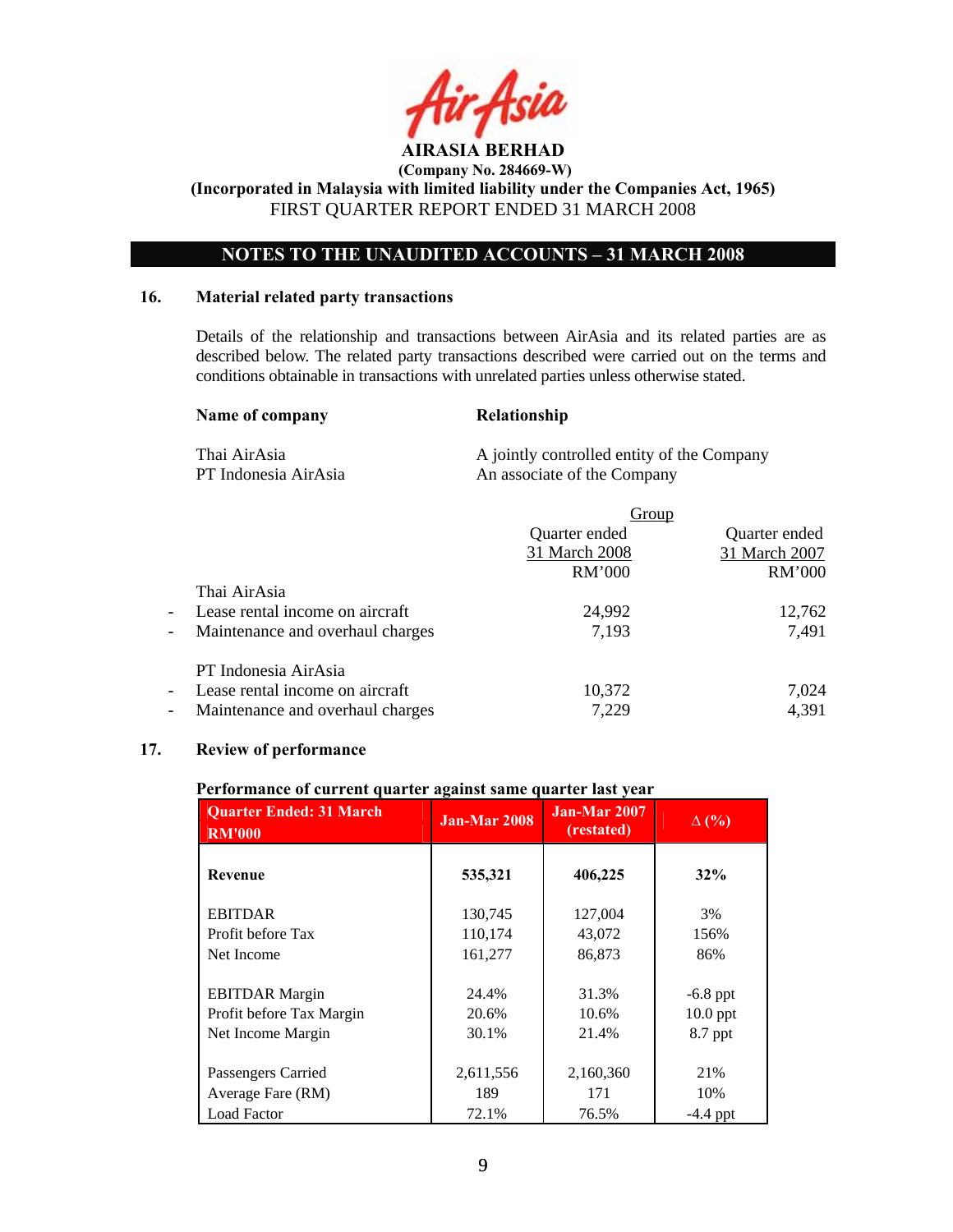**AIRASIA BERHAD**
**(Company No. 284669-W)**
**(Incorporated in Malaysia with limited liability under the Companies Act, 1965)**
FIRST QUARTER REPORT ENDED 31 MARCH 2008

## NOTES TO THE UNAUDITED ACCOUNTS – 31 MARCH 2008

### 16. Material related party transactions

Details of the relationship and transactions between AirAsia and its related parties are as described below. The related party transactions described were carried out on the terms and conditions obtainable in transactions with unrelated parties unless otherwise stated.

| Name of company | Relationship |
|---|---|
| Thai AirAsia | A jointly controlled entity of the Company |
| PT Indonesia AirAsia | An associate of the Company |

| | Group | |
|---|---|---|
| | Quarter ended 31 March 2008 RM'000 | Quarter ended 31 March 2007 RM'000 |
| Thai AirAsia | | |
| - Lease rental income on aircraft | 24,992 | 12,762 |
| - Maintenance and overhaul charges | 7,193 | 7,491 |
| PT Indonesia AirAsia | | |
| - Lease rental income on aircraft | 10,372 | 7,024 |
| - Maintenance and overhaul charges | 7,229 | 4,391 |

### 17. Review of performance

**Performance of current quarter against same quarter last year**

| Quarter Ended: 31 March RM'000 | Jan-Mar 2008 | Jan-Mar 2007 (restated) | Δ (%) |
|---|---|---|---|
| **Revenue** | **535,321** | **406,225** | **32%** |
| EBITDAR | 130,745 | 127,004 | 3% |
| Profit before Tax | 110,174 | 43,072 | 156% |
| Net Income | 161,277 | 86,873 | 86% |
| EBITDAR Margin | 24.4% | 31.3% | -6.8 ppt |
| Profit before Tax Margin | 20.6% | 10.6% | 10.0 ppt |
| Net Income Margin | 30.1% | 21.4% | 8.7 ppt |
| Passengers Carried | 2,611,556 | 2,160,360 | 21% |
| Average Fare (RM) | 189 | 171 | 10% |
| Load Factor | 72.1% | 76.5% | -4.4 ppt |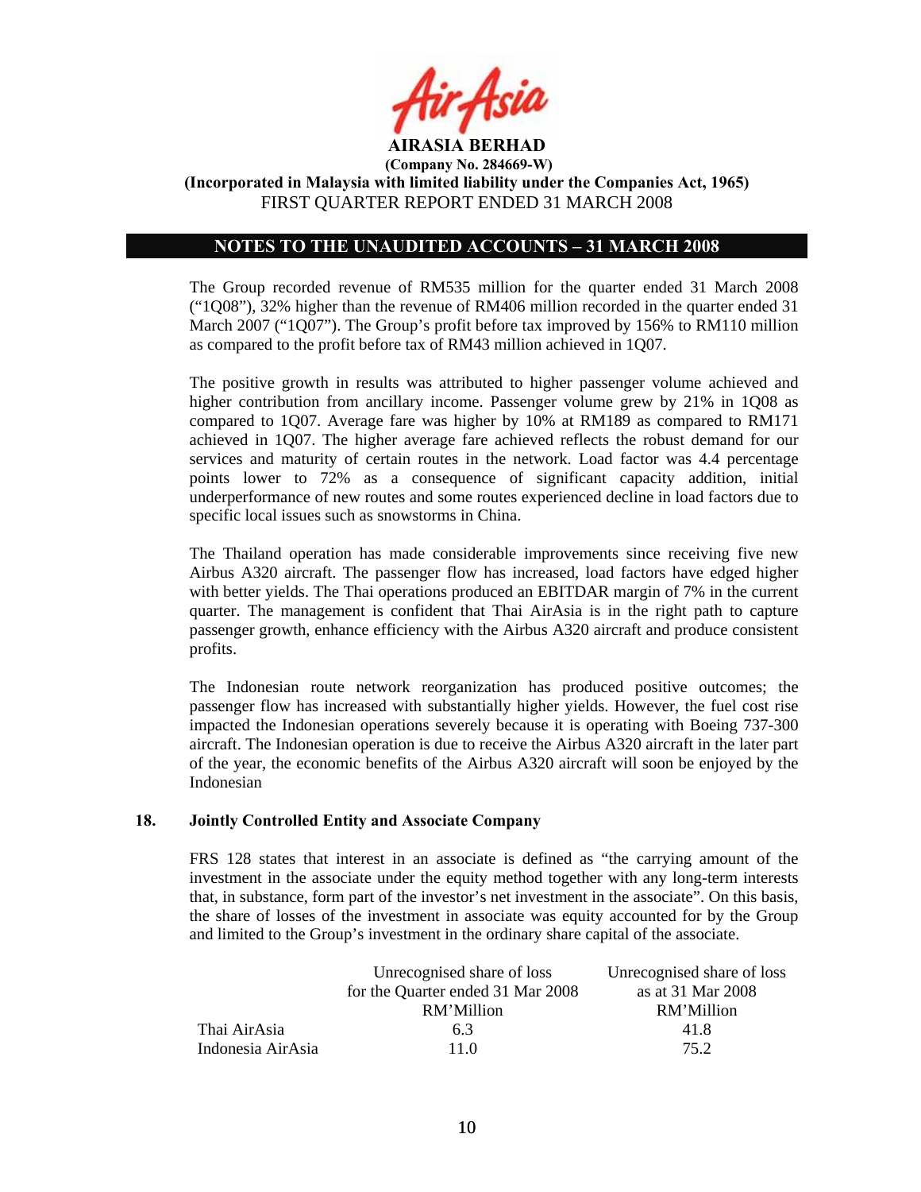**AIRASIA BERHAD**

**(Company No. 284669-W)**

**(Incorporated in Malaysia with limited liability under the Companies Act, 1965)**

FIRST QUARTER REPORT ENDED 31 MARCH 2008

## NOTES TO THE UNAUDITED ACCOUNTS – 31 MARCH 2008

The Group recorded revenue of RM535 million for the quarter ended 31 March 2008 ("1Q08"), 32% higher than the revenue of RM406 million recorded in the quarter ended 31 March 2007 ("1Q07"). The Group's profit before tax improved by 156% to RM110 million as compared to the profit before tax of RM43 million achieved in 1Q07.

The positive growth in results was attributed to higher passenger volume achieved and higher contribution from ancillary income. Passenger volume grew by 21% in 1Q08 as compared to 1Q07. Average fare was higher by 10% at RM189 as compared to RM171 achieved in 1Q07. The higher average fare achieved reflects the robust demand for our services and maturity of certain routes in the network. Load factor was 4.4 percentage points lower to 72% as a consequence of significant capacity addition, initial underperformance of new routes and some routes experienced decline in load factors due to specific local issues such as snowstorms in China.

The Thailand operation has made considerable improvements since receiving five new Airbus A320 aircraft. The passenger flow has increased, load factors have edged higher with better yields. The Thai operations produced an EBITDAR margin of 7% in the current quarter. The management is confident that Thai AirAsia is in the right path to capture passenger growth, enhance efficiency with the Airbus A320 aircraft and produce consistent profits.

The Indonesian route network reorganization has produced positive outcomes; the passenger flow has increased with substantially higher yields. However, the fuel cost rise impacted the Indonesian operations severely because it is operating with Boeing 737-300 aircraft. The Indonesian operation is due to receive the Airbus A320 aircraft in the later part of the year, the economic benefits of the Airbus A320 aircraft will soon be enjoyed by the Indonesian

### 18. Jointly Controlled Entity and Associate Company

FRS 128 states that interest in an associate is defined as "the carrying amount of the investment in the associate under the equity method together with any long-term interests that, in substance, form part of the investor's net investment in the associate". On this basis, the share of losses of the investment in associate was equity accounted for by the Group and limited to the Group's investment in the ordinary share capital of the associate.

| | Unrecognised share of loss for the Quarter ended 31 Mar 2008 RM'Million | Unrecognised share of loss as at 31 Mar 2008 RM'Million |
|---|---|---|
| Thai AirAsia | 6.3 | 41.8 |
| Indonesia AirAsia | 11.0 | 75.2 |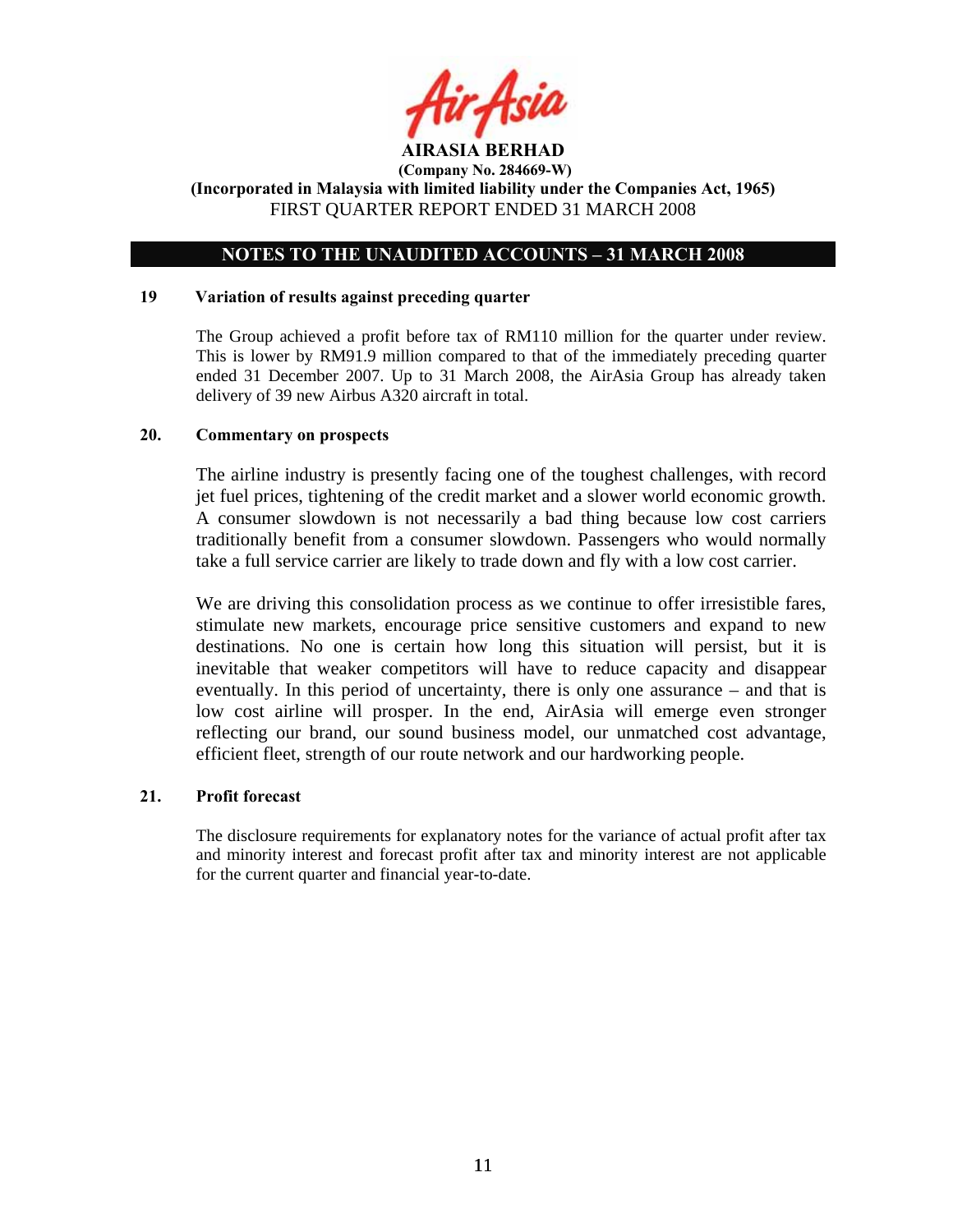**AIRASIA BERHAD**
**(Company No. 284669-W)**
**(Incorporated in Malaysia with limited liability under the Companies Act, 1965)**
FIRST QUARTER REPORT ENDED 31 MARCH 2008

## NOTES TO THE UNAUDITED ACCOUNTS – 31 MARCH 2008

### 19 Variation of results against preceding quarter

The Group achieved a profit before tax of RM110 million for the quarter under review. This is lower by RM91.9 million compared to that of the immediately preceding quarter ended 31 December 2007. Up to 31 March 2008, the AirAsia Group has already taken delivery of 39 new Airbus A320 aircraft in total.

### 20. Commentary on prospects

The airline industry is presently facing one of the toughest challenges, with record jet fuel prices, tightening of the credit market and a slower world economic growth. A consumer slowdown is not necessarily a bad thing because low cost carriers traditionally benefit from a consumer slowdown. Passengers who would normally take a full service carrier are likely to trade down and fly with a low cost carrier.

We are driving this consolidation process as we continue to offer irresistible fares, stimulate new markets, encourage price sensitive customers and expand to new destinations. No one is certain how long this situation will persist, but it is inevitable that weaker competitors will have to reduce capacity and disappear eventually. In this period of uncertainty, there is only one assurance – and that is low cost airline will prosper. In the end, AirAsia will emerge even stronger reflecting our brand, our sound business model, our unmatched cost advantage, efficient fleet, strength of our route network and our hardworking people.

### 21. Profit forecast

The disclosure requirements for explanatory notes for the variance of actual profit after tax and minority interest and forecast profit after tax and minority interest are not applicable for the current quarter and financial year-to-date.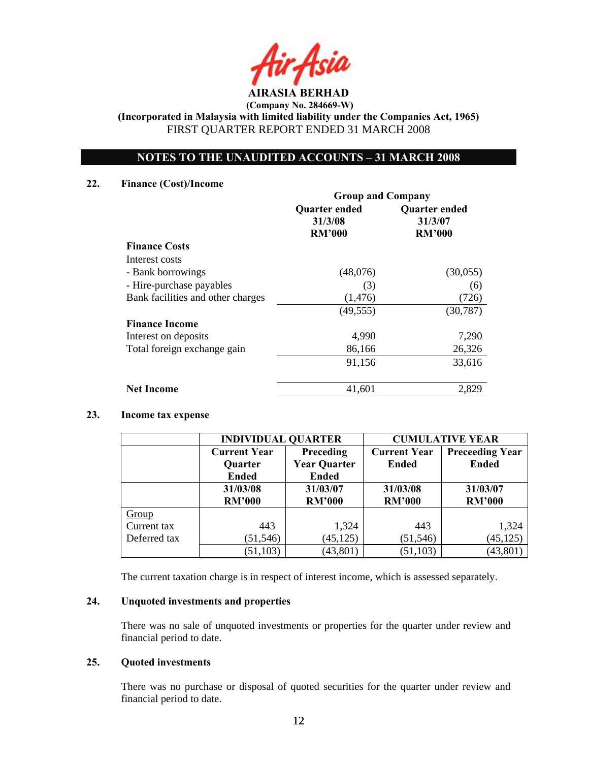**AIRASIA BERHAD**
**(Company No. 284669-W)**
**(Incorporated in Malaysia with limited liability under the Companies Act, 1965)**
FIRST QUARTER REPORT ENDED 31 MARCH 2008

## NOTES TO THE UNAUDITED ACCOUNTS – 31 MARCH 2008

### 22. Finance (Cost)/Income

| | Group and Company | |
|---|---|---|
| | Quarter ended 31/3/08 RM'000 | Quarter ended 31/3/07 RM'000 |
| **Finance Costs** | | |
| Interest costs | | |
| - Bank borrowings | (48,076) | (30,055) |
| - Hire-purchase payables | (3) | (6) |
| Bank facilities and other charges | (1,476) | (726) |
| | (49,555) | (30,787) |
| **Finance Income** | | |
| Interest on deposits | 4,990 | 7,290 |
| Total foreign exchange gain | 86,166 | 26,326 |
| | 91,156 | 33,616 |
| **Net Income** | 41,601 | 2,829 |

### 23. Income tax expense

| | INDIVIDUAL QUARTER | | CUMULATIVE YEAR | |
|---|---|---|---|---|
| | Current Year Quarter Ended | Preceding Year Quarter Ended | Current Year Ended | Preceeding Year Ended |
| | 31/03/08 RM'000 | 31/03/07 RM'000 | 31/03/08 RM'000 | 31/03/07 RM'000 |
| Group | | | | |
| Current tax | 443 | 1,324 | 443 | 1,324 |
| Deferred tax | (51,546) | (45,125) | (51,546) | (45,125) |
| | (51,103) | (43,801) | (51,103) | (43,801) |

The current taxation charge is in respect of interest income, which is assessed separately.

### 24. Unquoted investments and properties

There was no sale of unquoted investments or properties for the quarter under review and financial period to date.

### 25. Quoted investments

There was no purchase or disposal of quoted securities for the quarter under review and financial period to date.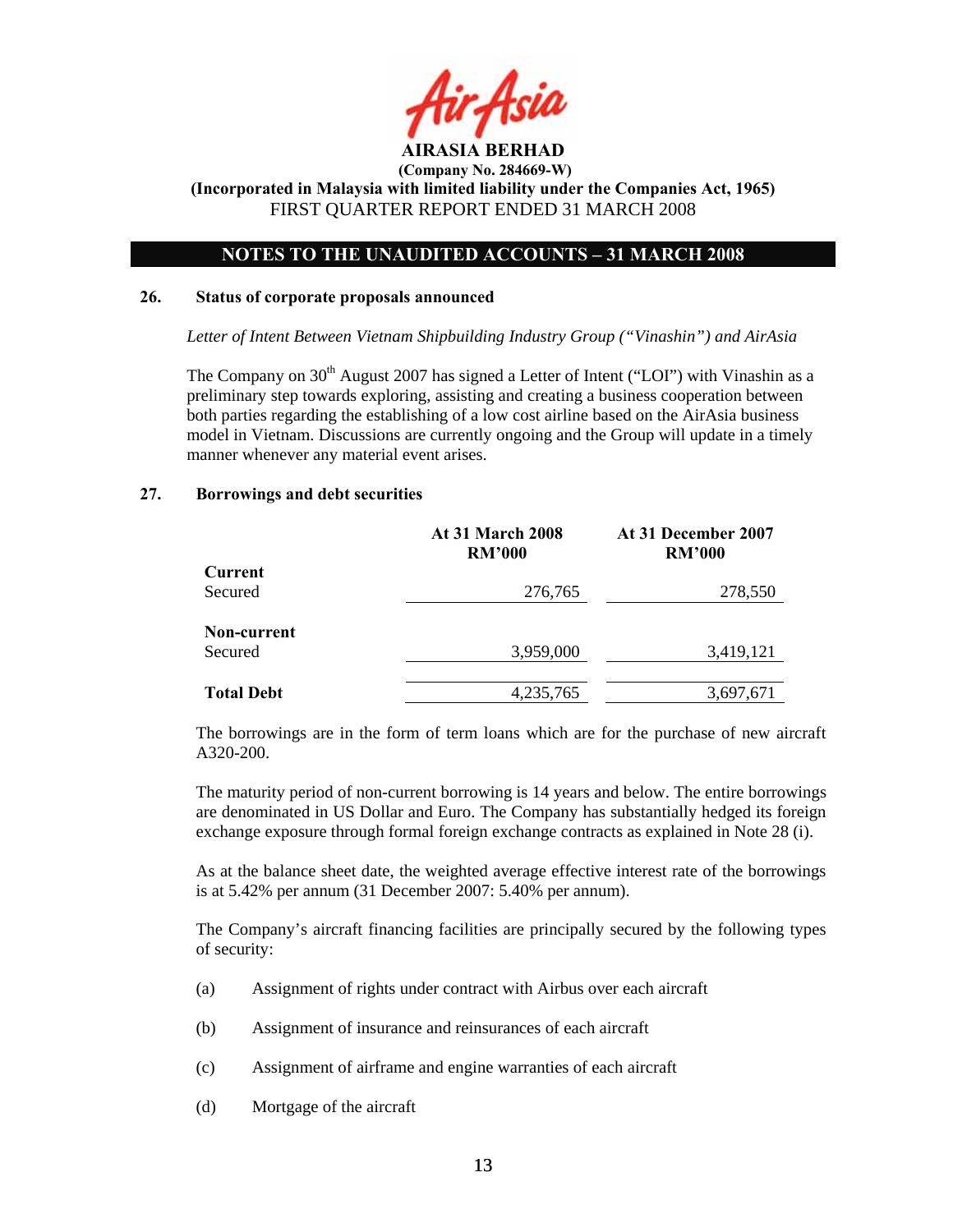**AIRASIA BERHAD**
**(Company No. 284669-W)**
**(Incorporated in Malaysia with limited liability under the Companies Act, 1965)**
FIRST QUARTER REPORT ENDED 31 MARCH 2008

## NOTES TO THE UNAUDITED ACCOUNTS – 31 MARCH 2008

### 26. Status of corporate proposals announced

*Letter of Intent Between Vietnam Shipbuilding Industry Group ("Vinashin") and AirAsia*

The Company on 30th August 2007 has signed a Letter of Intent ("LOI") with Vinashin as a preliminary step towards exploring, assisting and creating a business cooperation between both parties regarding the establishing of a low cost airline based on the AirAsia business model in Vietnam. Discussions are currently ongoing and the Group will update in a timely manner whenever any material event arises.

### 27. Borrowings and debt securities

| | At 31 March 2008 RM'000 | At 31 December 2007 RM'000 |
|---|---|---|
| **Current** | | |
| Secured | 276,765 | 278,550 |
| **Non-current** | | |
| Secured | 3,959,000 | 3,419,121 |
| **Total Debt** | 4,235,765 | 3,697,671 |

The borrowings are in the form of term loans which are for the purchase of new aircraft A320-200.

The maturity period of non-current borrowing is 14 years and below. The entire borrowings are denominated in US Dollar and Euro. The Company has substantially hedged its foreign exchange exposure through formal foreign exchange contracts as explained in Note 28 (i).

As at the balance sheet date, the weighted average effective interest rate of the borrowings is at 5.42% per annum (31 December 2007: 5.40% per annum).

The Company's aircraft financing facilities are principally secured by the following types of security:

(a) Assignment of rights under contract with Airbus over each aircraft

(b) Assignment of insurance and reinsurances of each aircraft

(c) Assignment of airframe and engine warranties of each aircraft

(d) Mortgage of the aircraft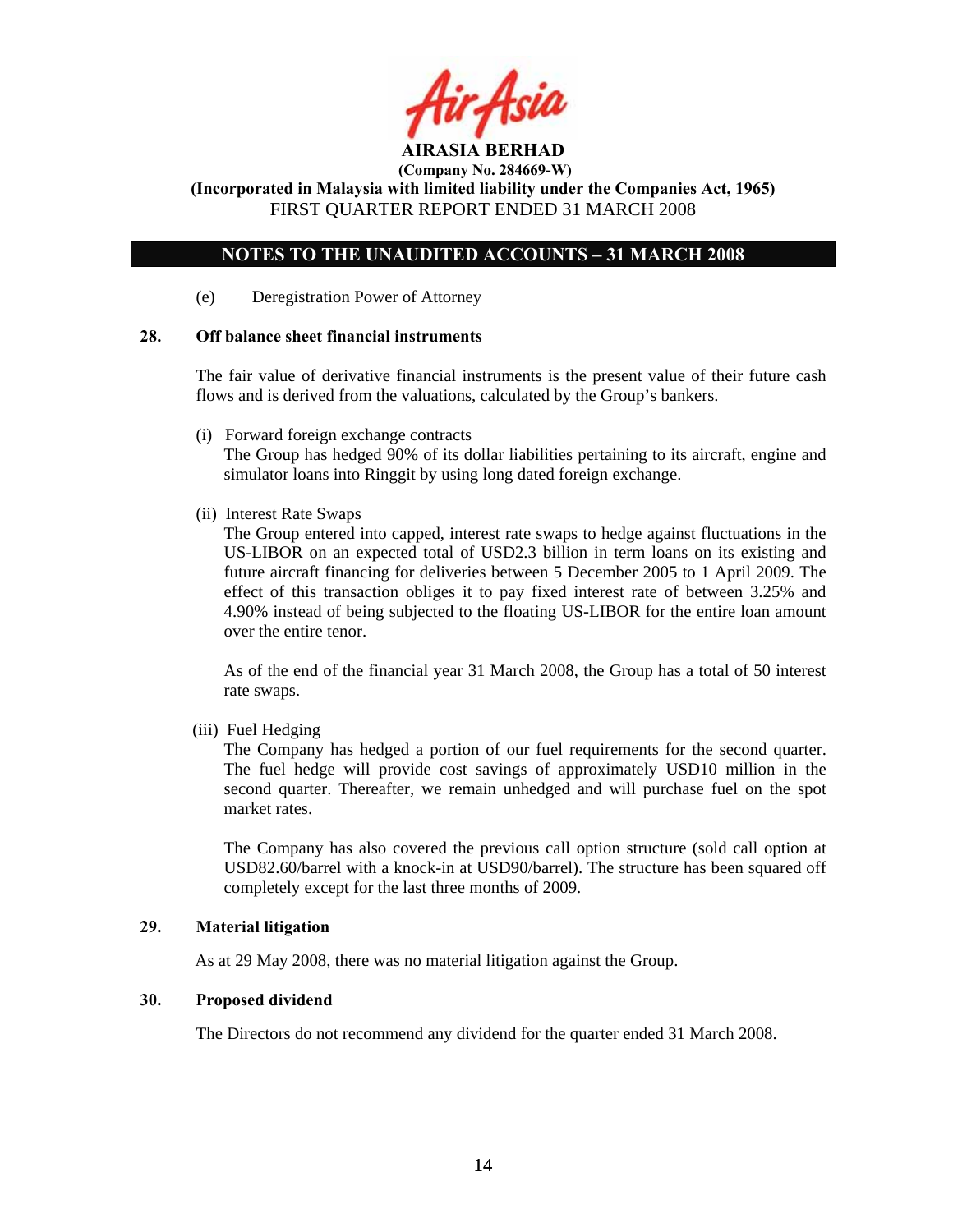## NOTES TO THE UNAUDITED ACCOUNTS – 31 MARCH 2008

(e) Deregistration Power of Attorney

### 28. Off balance sheet financial instruments

The fair value of derivative financial instruments is the present value of their future cash flows and is derived from the valuations, calculated by the Group's bankers.

(i) Forward foreign exchange contracts
The Group has hedged 90% of its dollar liabilities pertaining to its aircraft, engine and simulator loans into Ringgit by using long dated foreign exchange.

(ii) Interest Rate Swaps
The Group entered into capped, interest rate swaps to hedge against fluctuations in the US-LIBOR on an expected total of USD2.3 billion in term loans on its existing and future aircraft financing for deliveries between 5 December 2005 to 1 April 2009. The effect of this transaction obliges it to pay fixed interest rate of between 3.25% and 4.90% instead of being subjected to the floating US-LIBOR for the entire loan amount over the entire tenor.

As of the end of the financial year 31 March 2008, the Group has a total of 50 interest rate swaps.

(iii) Fuel Hedging
The Company has hedged a portion of our fuel requirements for the second quarter. The fuel hedge will provide cost savings of approximately USD10 million in the second quarter. Thereafter, we remain unhedged and will purchase fuel on the spot market rates.

The Company has also covered the previous call option structure (sold call option at USD82.60/barrel with a knock-in at USD90/barrel). The structure has been squared off completely except for the last three months of 2009.

### 29. Material litigation

As at 29 May 2008, there was no material litigation against the Group.

### 30. Proposed dividend

The Directors do not recommend any dividend for the quarter ended 31 March 2008.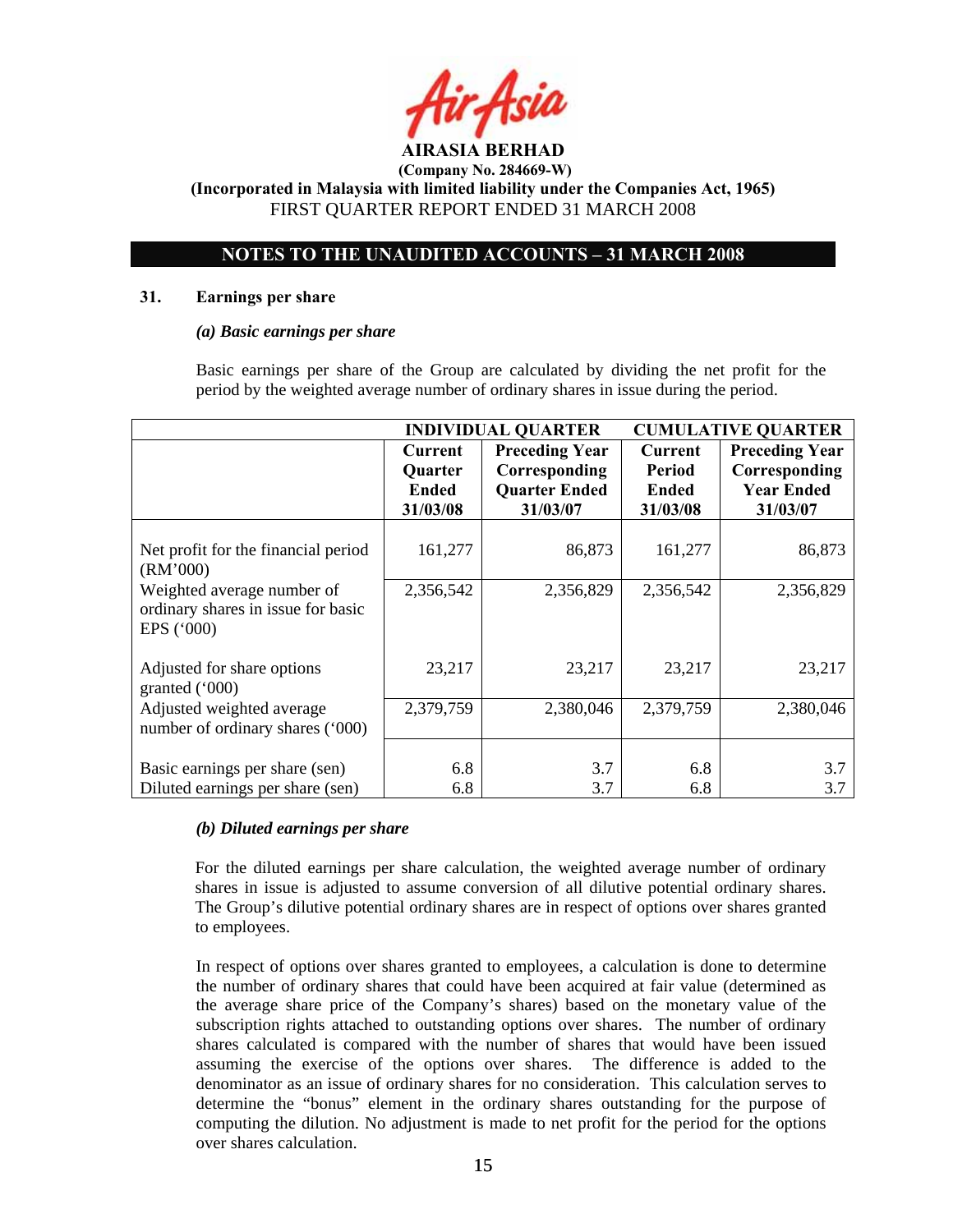**AIRASIA BERHAD**
**(Company No. 284669-W)**
**(Incorporated in Malaysia with limited liability under the Companies Act, 1965)**
FIRST QUARTER REPORT ENDED 31 MARCH 2008

## NOTES TO THE UNAUDITED ACCOUNTS – 31 MARCH 2008

### 31. Earnings per share

***(a) Basic earnings per share***

Basic earnings per share of the Group are calculated by dividing the net profit for the period by the weighted average number of ordinary shares in issue during the period.

| | INDIVIDUAL QUARTER | | CUMULATIVE QUARTER | |
|---|---|---|---|---|
| | **Current Quarter Ended 31/03/08** | **Preceding Year Corresponding Quarter Ended 31/03/07** | **Current Period Ended 31/03/08** | **Preceding Year Corresponding Year Ended 31/03/07** |
| Net profit for the financial period (RM'000) | 161,277 | 86,873 | 161,277 | 86,873 |
| Weighted average number of ordinary shares in issue for basic EPS ('000) | 2,356,542 | 2,356,829 | 2,356,542 | 2,356,829 |
| Adjusted for share options granted ('000) | 23,217 | 23,217 | 23,217 | 23,217 |
| Adjusted weighted average number of ordinary shares ('000) | 2,379,759 | 2,380,046 | 2,379,759 | 2,380,046 |
| Basic earnings per share (sen) | 6.8 | 3.7 | 6.8 | 3.7 |
| Diluted earnings per share (sen) | 6.8 | 3.7 | 6.8 | 3.7 |

***(b) Diluted earnings per share***

For the diluted earnings per share calculation, the weighted average number of ordinary shares in issue is adjusted to assume conversion of all dilutive potential ordinary shares. The Group's dilutive potential ordinary shares are in respect of options over shares granted to employees.

In respect of options over shares granted to employees, a calculation is done to determine the number of ordinary shares that could have been acquired at fair value (determined as the average share price of the Company's shares) based on the monetary value of the subscription rights attached to outstanding options over shares. The number of ordinary shares calculated is compared with the number of shares that would have been issued assuming the exercise of the options over shares. The difference is added to the denominator as an issue of ordinary shares for no consideration. This calculation serves to determine the "bonus" element in the ordinary shares outstanding for the purpose of computing the dilution. No adjustment is made to net profit for the period for the options over shares calculation.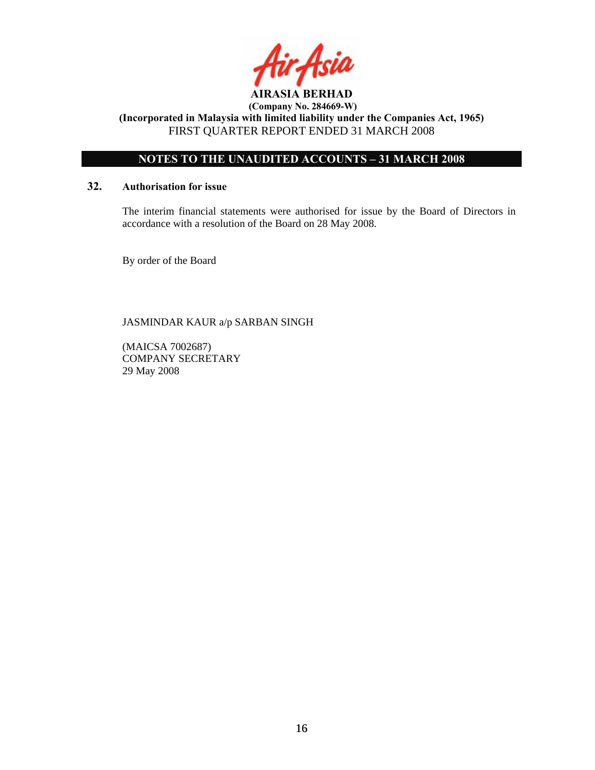**AIRASIA BERHAD**
**(Company No. 284669-W)**
**(Incorporated in Malaysia with limited liability under the Companies Act, 1965)**
FIRST QUARTER REPORT ENDED 31 MARCH 2008

## NOTES TO THE UNAUDITED ACCOUNTS – 31 MARCH 2008

### 32. Authorisation for issue

The interim financial statements were authorised for issue by the Board of Directors in accordance with a resolution of the Board on 28 May 2008.

By order of the Board

JASMINDAR KAUR a/p SARBAN SINGH

(MAICSA 7002687)
COMPANY SECRETARY
29 May 2008